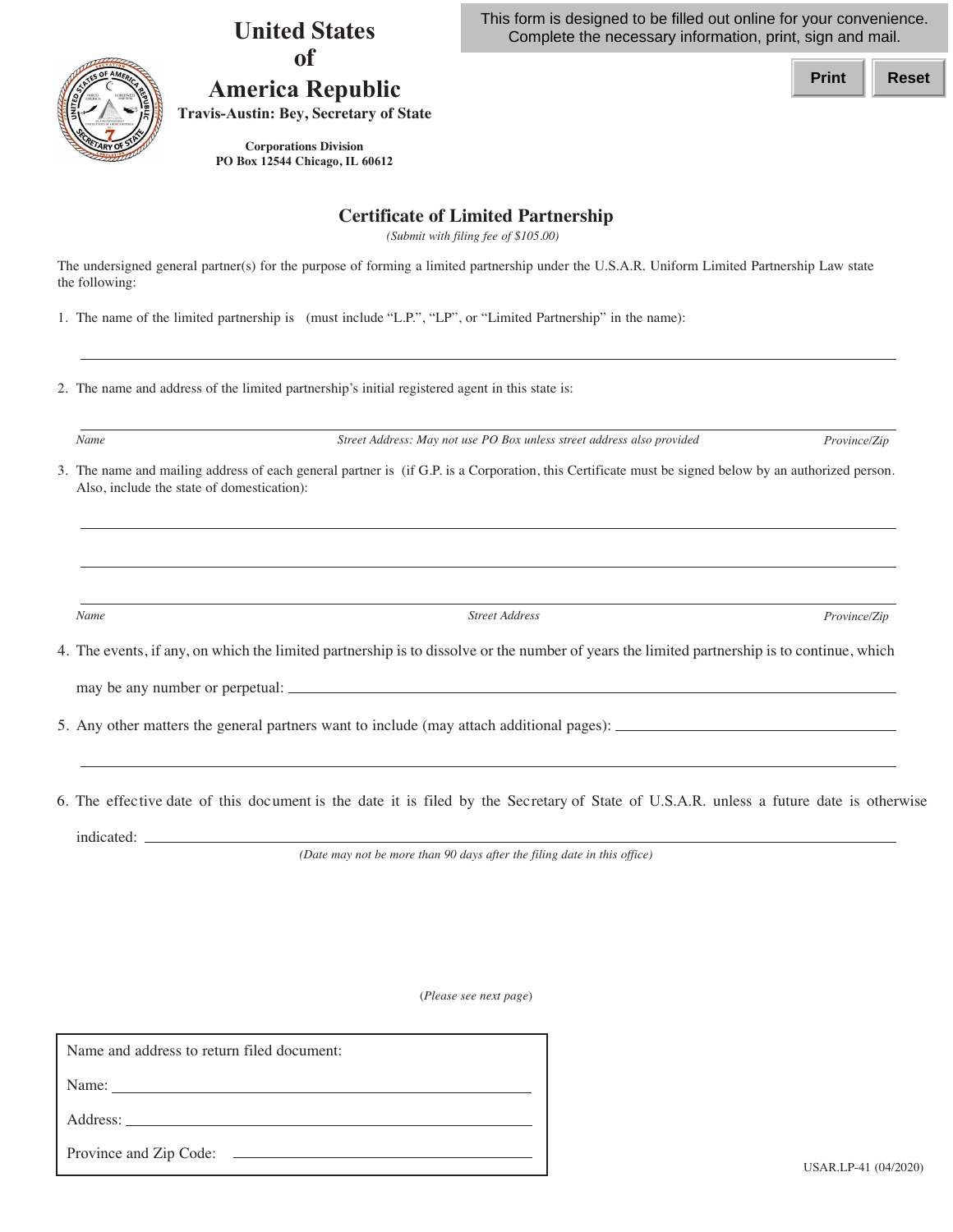This form is designed to be filled out online for your convenience. Complete the necessary information, print, sign and mail.

Print Reset

# United States of America Republic

**Travis-Austin: Bey, Secretary of State**

**Corporations Division**
**PO Box 12544 Chicago, IL 60612**

## Certificate of Limited Partnership

*(Submit with filing fee of $105.00)*

The undersigned general partner(s) for the purpose of forming a limited partnership under the U.S.A.R. Uniform Limited Partnership Law state the following:

1. The name of the limited partnership is (must include "L.P.", "LP", or "Limited Partnership" in the name):

   ______________________________________________________________________

2. The name and address of the limited partnership's initial registered agent in this state is:

   ______________________________________________________________________
   *Name* | *Street Address: May not use PO Box unless street address also provided* | *Province/Zip*

3. The name and mailing address of each general partner is (if G.P. is a Corporation, this Certificate must be signed below by an authorized person. Also, include the state of domestication):

   ______________________________________________________________________

   ______________________________________________________________________

   ______________________________________________________________________
   *Name* | *Street Address* | *Province/Zip*

4. The events, if any, on which the limited partnership is to dissolve or the number of years the limited partnership is to continue, which may be any number or perpetual: ______________________________________________________________________

5. Any other matters the general partners want to include (may attach additional pages): ______________________________________________________________________

   ______________________________________________________________________

6. The effective date of this document is the date it is filed by the Secretary of State of U.S.A.R. unless a future date is otherwise indicated: ______________________________________________________________________
   *(Date may not be more than 90 days after the filing date in this office)*

(*Please see next page*)

| Name and address to return filed document: |
|---|
| Name: ______________________________ |
| Address: ______________________________ |
| Province and Zip Code: ______________________________ |

USAR.LP-41 (04/2020)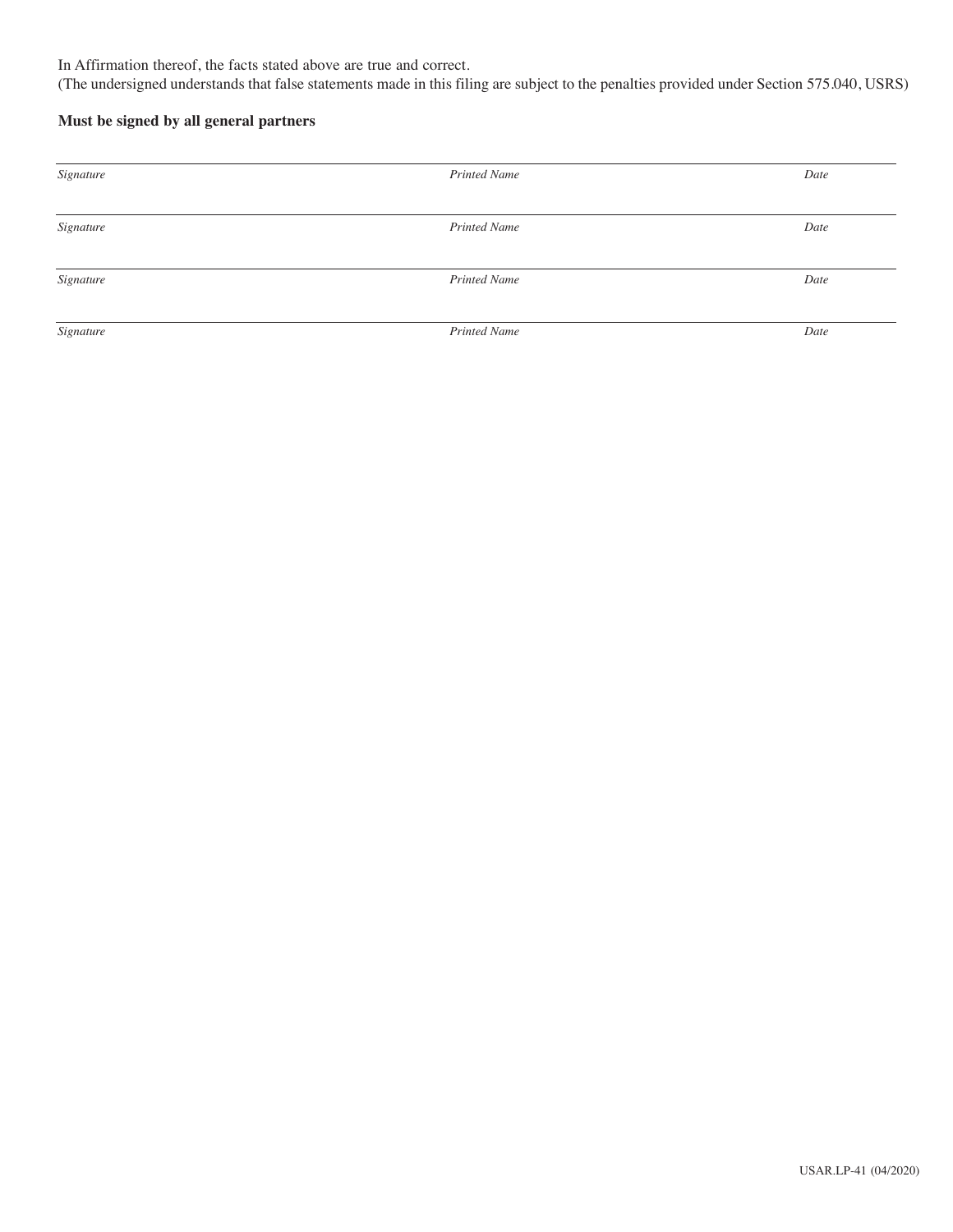In Affirmation thereof, the facts stated above are true and correct.
(The undersigned understands that false statements made in this filing are subject to the penalties provided under Section 575.040, USRS)

**Must be signed by all general partners**

| | | |
|---|---|---|
| *Signature* | *Printed Name* | *Date* |
| *Signature* | *Printed Name* | *Date* |
| *Signature* | *Printed Name* | *Date* |
| *Signature* | *Printed Name* | *Date* |

USAR.LP-41 (04/2020)